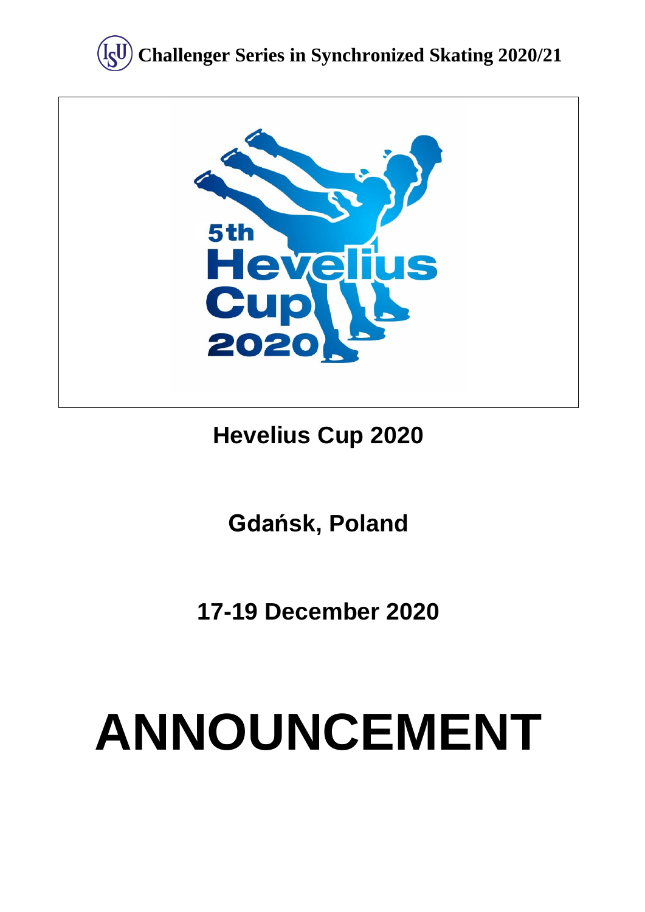**Challenger Series in Synchronized Skating 2020/21**

## Hevelius Cup 2020

## Gdańsk, Poland

## 17-19 December 2020

# ANNOUNCEMENT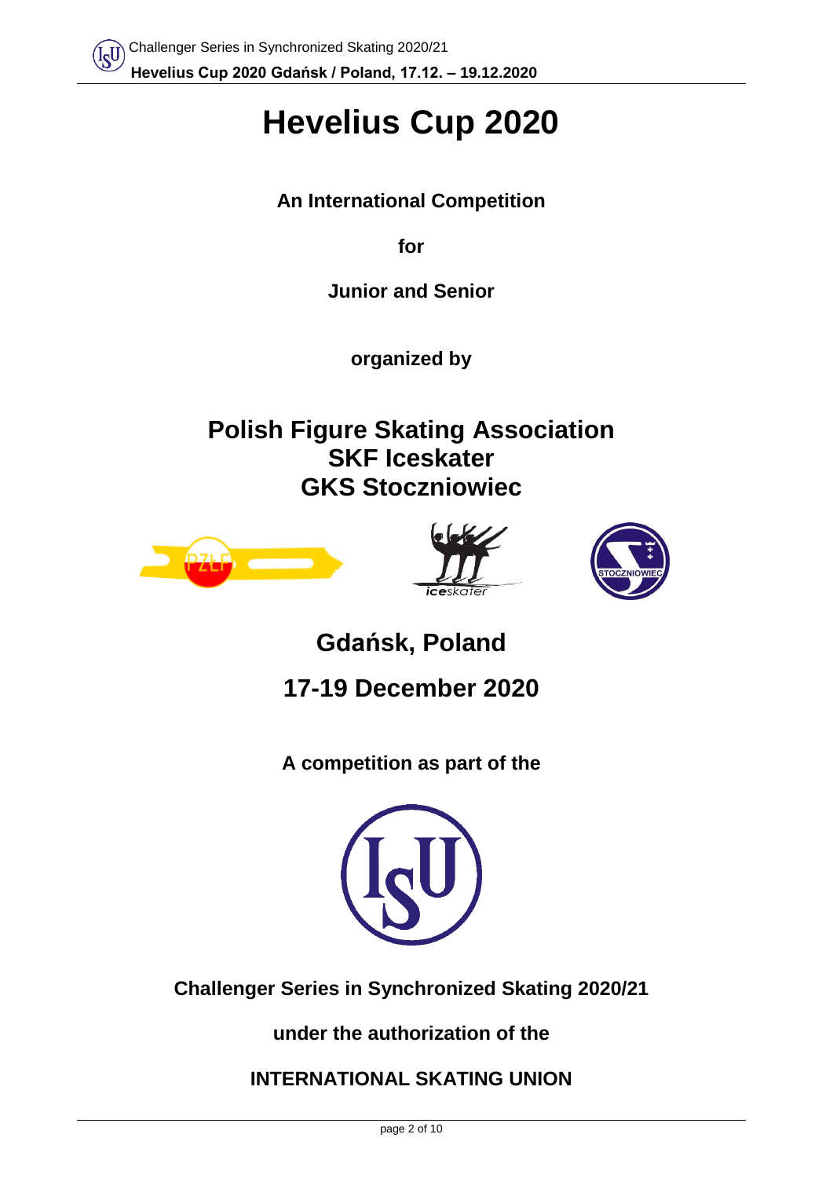# Hevelius Cup 2020

**An International Competition**

**for**

**Junior and Senior**

**organized by**

## Polish Figure Skating Association
## SKF Iceskater
## GKS Stoczniowiec

## Gdańsk, Poland

## 17-19 December 2020

**A competition as part of the**

**Challenger Series in Synchronized Skating 2020/21**

**under the authorization of the**

**INTERNATIONAL SKATING UNION**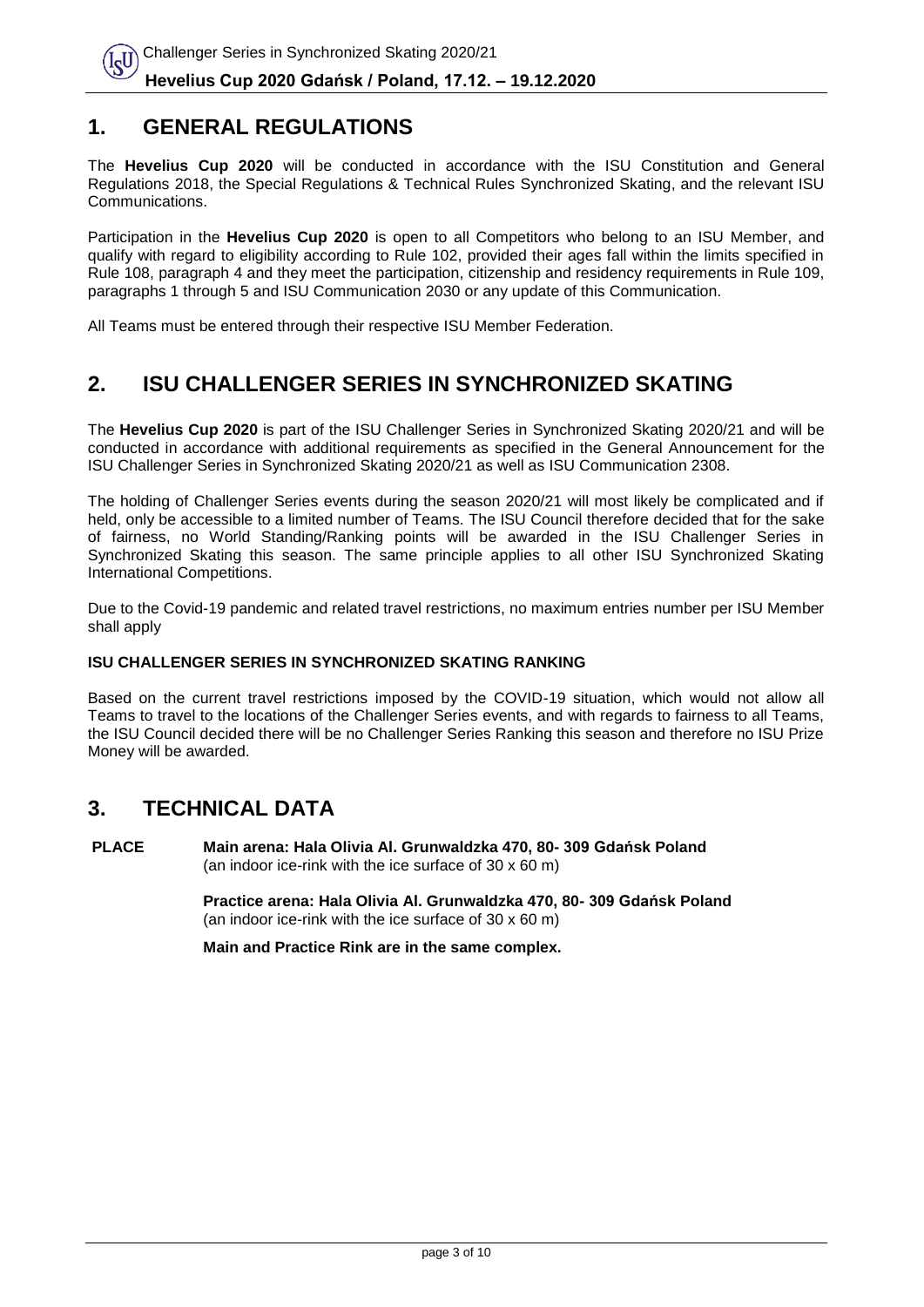## 1. GENERAL REGULATIONS

The **Hevelius Cup 2020** will be conducted in accordance with the ISU Constitution and General Regulations 2018, the Special Regulations & Technical Rules Synchronized Skating, and the relevant ISU Communications.

Participation in the **Hevelius Cup 2020** is open to all Competitors who belong to an ISU Member, and qualify with regard to eligibility according to Rule 102, provided their ages fall within the limits specified in Rule 108, paragraph 4 and they meet the participation, citizenship and residency requirements in Rule 109, paragraphs 1 through 5 and ISU Communication 2030 or any update of this Communication.

All Teams must be entered through their respective ISU Member Federation.

## 2. ISU CHALLENGER SERIES IN SYNCHRONIZED SKATING

The **Hevelius Cup 2020** is part of the ISU Challenger Series in Synchronized Skating 2020/21 and will be conducted in accordance with additional requirements as specified in the General Announcement for the ISU Challenger Series in Synchronized Skating 2020/21 as well as ISU Communication 2308.

The holding of Challenger Series events during the season 2020/21 will most likely be complicated and if held, only be accessible to a limited number of Teams. The ISU Council therefore decided that for the sake of fairness, no World Standing/Ranking points will be awarded in the ISU Challenger Series in Synchronized Skating this season. The same principle applies to all other ISU Synchronized Skating International Competitions.

Due to the Covid-19 pandemic and related travel restrictions, no maximum entries number per ISU Member shall apply

**ISU CHALLENGER SERIES IN SYNCHRONIZED SKATING RANKING**

Based on the current travel restrictions imposed by the COVID-19 situation, which would not allow all Teams to travel to the locations of the Challenger Series events, and with regards to fairness to all Teams, the ISU Council decided there will be no Challenger Series Ranking this season and therefore no ISU Prize Money will be awarded.

## 3. TECHNICAL DATA

**PLACE** **Main arena: Hala Olivia Al. Grunwaldzka 470, 80- 309 Gdańsk Poland**
(an indoor ice-rink with the ice surface of 30 x 60 m)

**Practice arena: Hala Olivia Al. Grunwaldzka 470, 80- 309 Gdańsk Poland**
(an indoor ice-rink with the ice surface of 30 x 60 m)

**Main and Practice Rink are in the same complex.**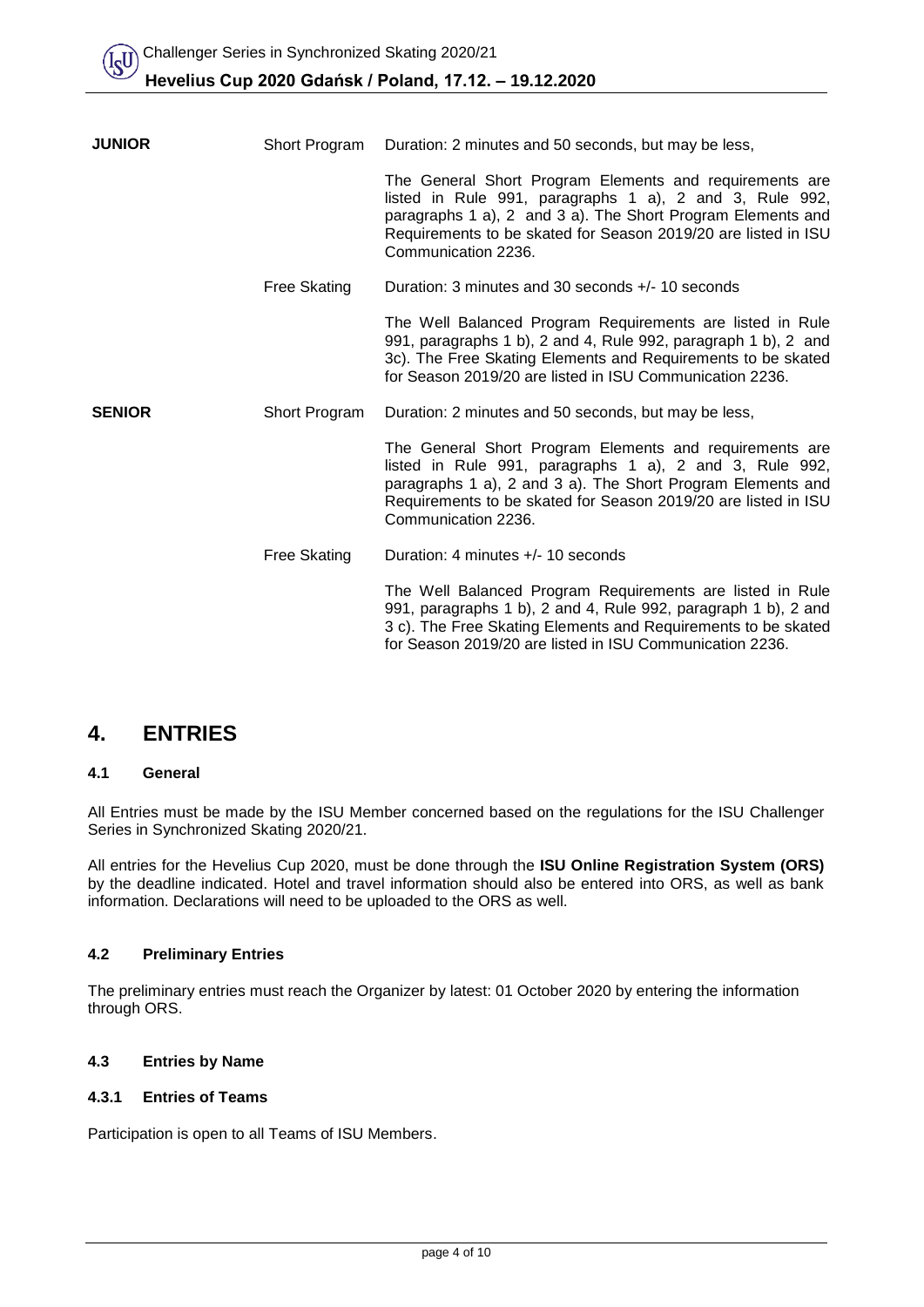| | | |
|---|---|---|
| **JUNIOR** | Short Program | Duration: 2 minutes and 50 seconds, but may be less,<br><br>The General Short Program Elements and requirements are listed in Rule 991, paragraphs 1 a), 2 and 3, Rule 992, paragraphs 1 a), 2 and 3 a). The Short Program Elements and Requirements to be skated for Season 2019/20 are listed in ISU Communication 2236. |
| | Free Skating | Duration: 3 minutes and 30 seconds +/- 10 seconds<br><br>The Well Balanced Program Requirements are listed in Rule 991, paragraphs 1 b), 2 and 4, Rule 992, paragraph 1 b), 2 and 3c). The Free Skating Elements and Requirements to be skated for Season 2019/20 are listed in ISU Communication 2236. |
| **SENIOR** | Short Program | Duration: 2 minutes and 50 seconds, but may be less,<br><br>The General Short Program Elements and requirements are listed in Rule 991, paragraphs 1 a), 2 and 3, Rule 992, paragraphs 1 a), 2 and 3 a). The Short Program Elements and Requirements to be skated for Season 2019/20 are listed in ISU Communication 2236. |
| | Free Skating | Duration: 4 minutes +/- 10 seconds<br><br>The Well Balanced Program Requirements are listed in Rule 991, paragraphs 1 b), 2 and 4, Rule 992, paragraph 1 b), 2 and 3 c). The Free Skating Elements and Requirements to be skated for Season 2019/20 are listed in ISU Communication 2236. |

# 4. ENTRIES

### 4.1 General

All Entries must be made by the ISU Member concerned based on the regulations for the ISU Challenger Series in Synchronized Skating 2020/21.

All entries for the Hevelius Cup 2020, must be done through the **ISU Online Registration System (ORS)** by the deadline indicated. Hotel and travel information should also be entered into ORS, as well as bank information. Declarations will need to be uploaded to the ORS as well.

### 4.2 Preliminary Entries

The preliminary entries must reach the Organizer by latest: 01 October 2020 by entering the information through ORS.

### 4.3 Entries by Name

#### 4.3.1 Entries of Teams

Participation is open to all Teams of ISU Members.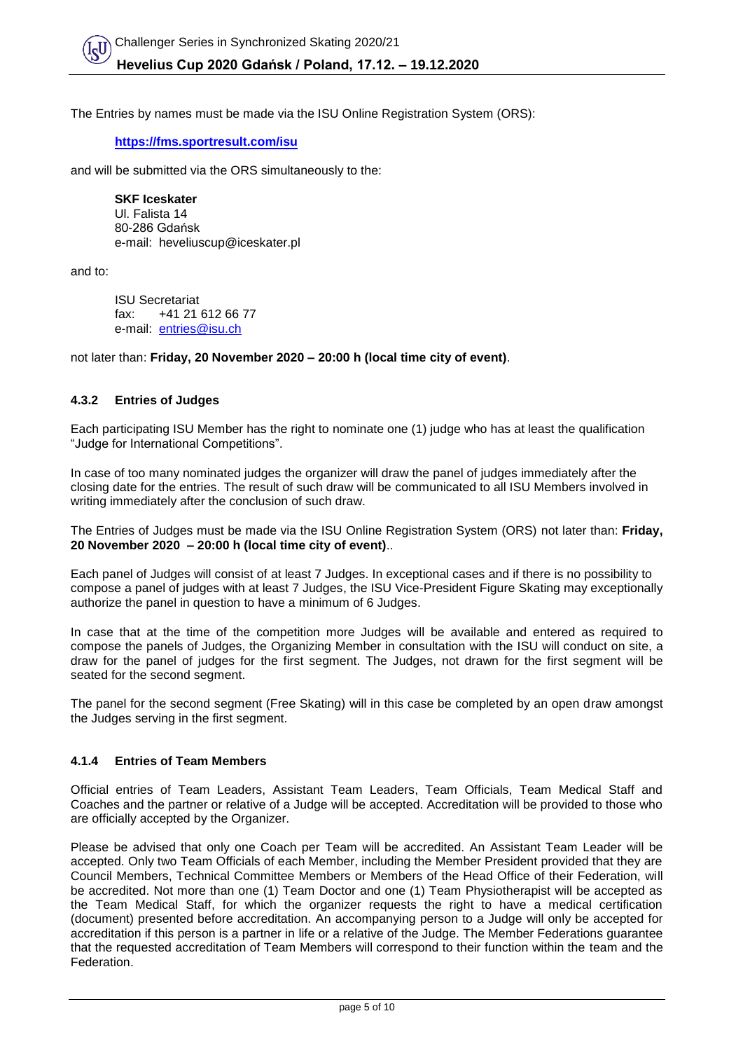The Entries by names must be made via the ISU Online Registration System (ORS):

**https://fms.sportresult.com/isu**

and will be submitted via the ORS simultaneously to the:

**SKF Iceskater**
Ul. Falista 14
80-286 Gdańsk
e-mail: heveliuscup@iceskater.pl

and to:

ISU Secretariat
fax: +41 21 612 66 77
e-mail: entries@isu.ch

not later than: **Friday, 20 November 2020 – 20:00 h (local time city of event)**.

### 4.3.2 Entries of Judges

Each participating ISU Member has the right to nominate one (1) judge who has at least the qualification "Judge for International Competitions".

In case of too many nominated judges the organizer will draw the panel of judges immediately after the closing date for the entries. The result of such draw will be communicated to all ISU Members involved in writing immediately after the conclusion of such draw.

The Entries of Judges must be made via the ISU Online Registration System (ORS) not later than: **Friday, 20 November 2020 – 20:00 h (local time city of event)**..

Each panel of Judges will consist of at least 7 Judges. In exceptional cases and if there is no possibility to compose a panel of judges with at least 7 Judges, the ISU Vice-President Figure Skating may exceptionally authorize the panel in question to have a minimum of 6 Judges.

In case that at the time of the competition more Judges will be available and entered as required to compose the panels of Judges, the Organizing Member in consultation with the ISU will conduct on site, a draw for the panel of judges for the first segment. The Judges, not drawn for the first segment will be seated for the second segment.

The panel for the second segment (Free Skating) will in this case be completed by an open draw amongst the Judges serving in the first segment.

### 4.1.4 Entries of Team Members

Official entries of Team Leaders, Assistant Team Leaders, Team Officials, Team Medical Staff and Coaches and the partner or relative of a Judge will be accepted. Accreditation will be provided to those who are officially accepted by the Organizer.

Please be advised that only one Coach per Team will be accredited. An Assistant Team Leader will be accepted. Only two Team Officials of each Member, including the Member President provided that they are Council Members, Technical Committee Members or Members of the Head Office of their Federation, will be accredited. Not more than one (1) Team Doctor and one (1) Team Physiotherapist will be accepted as the Team Medical Staff, for which the organizer requests the right to have a medical certification (document) presented before accreditation. An accompanying person to a Judge will only be accepted for accreditation if this person is a partner in life or a relative of the Judge. The Member Federations guarantee that the requested accreditation of Team Members will correspond to their function within the team and the Federation.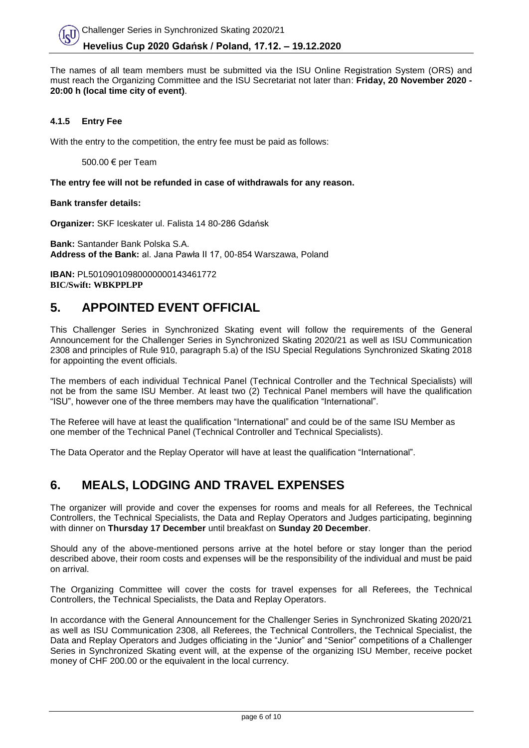The names of all team members must be submitted via the ISU Online Registration System (ORS) and must reach the Organizing Committee and the ISU Secretariat not later than: **Friday, 20 November 2020 - 20:00 h (local time city of event)**.

#### 4.1.5 Entry Fee

With the entry to the competition, the entry fee must be paid as follows:

500.00 € per Team

**The entry fee will not be refunded in case of withdrawals for any reason.**

**Bank transfer details:**

**Organizer:** SKF Iceskater ul. Falista 14 80-286 Gdańsk

**Bank:** Santander Bank Polska S.A.
**Address of the Bank:** al. Jana Pawła II 17, 00-854 Warszawa, Poland

**IBAN:** PL50109010980000000143461772
**BIC/Swift: WBKPPLPP**

## 5. APPOINTED EVENT OFFICIAL

This Challenger Series in Synchronized Skating event will follow the requirements of the General Announcement for the Challenger Series in Synchronized Skating 2020/21 as well as ISU Communication 2308 and principles of Rule 910, paragraph 5.a) of the ISU Special Regulations Synchronized Skating 2018 for appointing the event officials.

The members of each individual Technical Panel (Technical Controller and the Technical Specialists) will not be from the same ISU Member. At least two (2) Technical Panel members will have the qualification "ISU", however one of the three members may have the qualification "International".

The Referee will have at least the qualification "International" and could be of the same ISU Member as one member of the Technical Panel (Technical Controller and Technical Specialists).

The Data Operator and the Replay Operator will have at least the qualification "International".

## 6. MEALS, LODGING AND TRAVEL EXPENSES

The organizer will provide and cover the expenses for rooms and meals for all Referees, the Technical Controllers, the Technical Specialists, the Data and Replay Operators and Judges participating, beginning with dinner on **Thursday 17 December** until breakfast on **Sunday 20 December**.

Should any of the above-mentioned persons arrive at the hotel before or stay longer than the period described above, their room costs and expenses will be the responsibility of the individual and must be paid on arrival.

The Organizing Committee will cover the costs for travel expenses for all Referees, the Technical Controllers, the Technical Specialists, the Data and Replay Operators.

In accordance with the General Announcement for the Challenger Series in Synchronized Skating 2020/21 as well as ISU Communication 2308, all Referees, the Technical Controllers, the Technical Specialist, the Data and Replay Operators and Judges officiating in the "Junior" and "Senior" competitions of a Challenger Series in Synchronized Skating event will, at the expense of the organizing ISU Member, receive pocket money of CHF 200.00 or the equivalent in the local currency.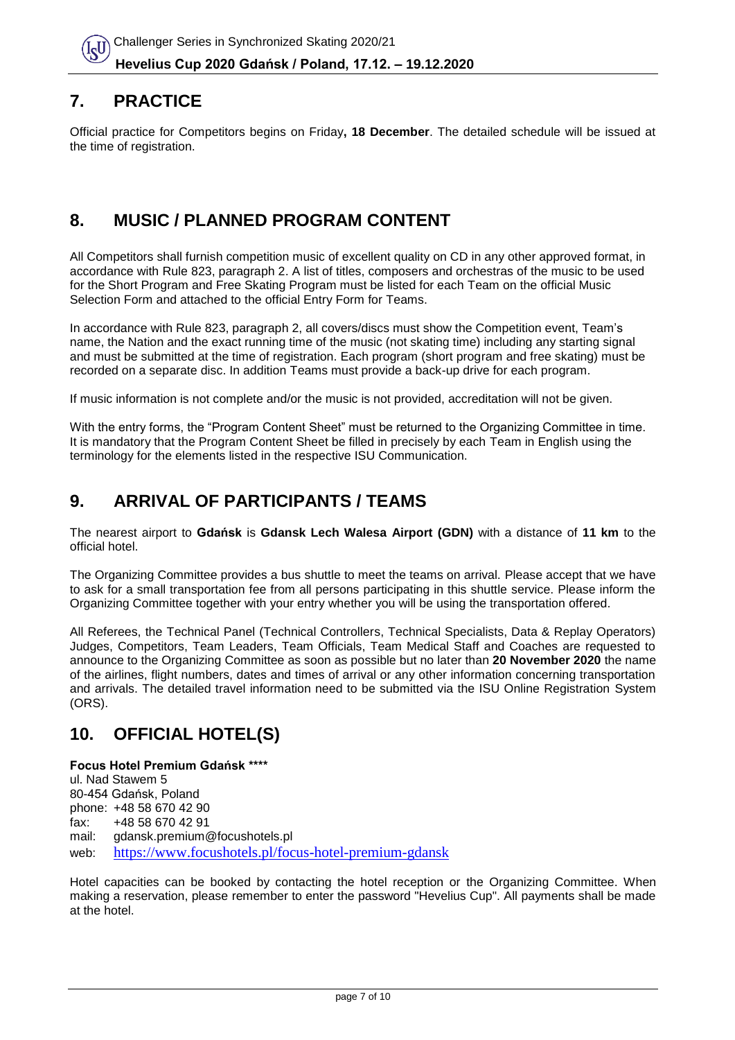## 7. PRACTICE

Official practice for Competitors begins on Friday**, 18 December**. The detailed schedule will be issued at the time of registration.

## 8. MUSIC / PLANNED PROGRAM CONTENT

All Competitors shall furnish competition music of excellent quality on CD in any other approved format, in accordance with Rule 823, paragraph 2. A list of titles, composers and orchestras of the music to be used for the Short Program and Free Skating Program must be listed for each Team on the official Music Selection Form and attached to the official Entry Form for Teams.

In accordance with Rule 823, paragraph 2, all covers/discs must show the Competition event, Team's name, the Nation and the exact running time of the music (not skating time) including any starting signal and must be submitted at the time of registration. Each program (short program and free skating) must be recorded on a separate disc. In addition Teams must provide a back-up drive for each program.

If music information is not complete and/or the music is not provided, accreditation will not be given.

With the entry forms, the "Program Content Sheet" must be returned to the Organizing Committee in time. It is mandatory that the Program Content Sheet be filled in precisely by each Team in English using the terminology for the elements listed in the respective ISU Communication.

## 9. ARRIVAL OF PARTICIPANTS / TEAMS

The nearest airport to **Gdańsk** is **Gdansk Lech Walesa Airport (GDN)** with a distance of **11 km** to the official hotel.

The Organizing Committee provides a bus shuttle to meet the teams on arrival. Please accept that we have to ask for a small transportation fee from all persons participating in this shuttle service. Please inform the Organizing Committee together with your entry whether you will be using the transportation offered.

All Referees, the Technical Panel (Technical Controllers, Technical Specialists, Data & Replay Operators) Judges, Competitors, Team Leaders, Team Officials, Team Medical Staff and Coaches are requested to announce to the Organizing Committee as soon as possible but no later than **20 November 2020** the name of the airlines, flight numbers, dates and times of arrival or any other information concerning transportation and arrivals. The detailed travel information need to be submitted via the ISU Online Registration System (ORS).

## 10. OFFICIAL HOTEL(S)

**Focus Hotel Premium Gdańsk ****** 
ul. Nad Stawem 5 
80-454 Gdańsk, Poland 
phone: +48 58 670 42 90 
fax: +48 58 670 42 91 
mail: gdansk.premium@focushotels.pl 
web: https://www.focushotels.pl/focus-hotel-premium-gdansk

Hotel capacities can be booked by contacting the hotel reception or the Organizing Committee. When making a reservation, please remember to enter the password "Hevelius Cup". All payments shall be made at the hotel.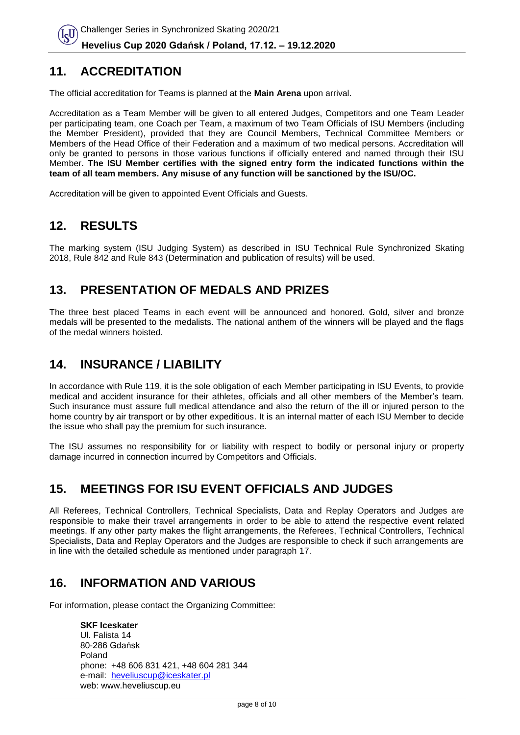## 11. ACCREDITATION

The official accreditation for Teams is planned at the **Main Arena** upon arrival.

Accreditation as a Team Member will be given to all entered Judges, Competitors and one Team Leader per participating team, one Coach per Team, a maximum of two Team Officials of ISU Members (including the Member President), provided that they are Council Members, Technical Committee Members or Members of the Head Office of their Federation and a maximum of two medical persons. Accreditation will only be granted to persons in those various functions if officially entered and named through their ISU Member. **The ISU Member certifies with the signed entry form the indicated functions within the team of all team members. Any misuse of any function will be sanctioned by the ISU/OC.**

Accreditation will be given to appointed Event Officials and Guests.

## 12. RESULTS

The marking system (ISU Judging System) as described in ISU Technical Rule Synchronized Skating 2018, Rule 842 and Rule 843 (Determination and publication of results) will be used.

## 13. PRESENTATION OF MEDALS AND PRIZES

The three best placed Teams in each event will be announced and honored. Gold, silver and bronze medals will be presented to the medalists. The national anthem of the winners will be played and the flags of the medal winners hoisted.

## 14. INSURANCE / LIABILITY

In accordance with Rule 119, it is the sole obligation of each Member participating in ISU Events, to provide medical and accident insurance for their athletes, officials and all other members of the Member's team. Such insurance must assure full medical attendance and also the return of the ill or injured person to the home country by air transport or by other expeditious. It is an internal matter of each ISU Member to decide the issue who shall pay the premium for such insurance.

The ISU assumes no responsibility for or liability with respect to bodily or personal injury or property damage incurred in connection incurred by Competitors and Officials.

## 15. MEETINGS FOR ISU EVENT OFFICIALS AND JUDGES

All Referees, Technical Controllers, Technical Specialists, Data and Replay Operators and Judges are responsible to make their travel arrangements in order to be able to attend the respective event related meetings. If any other party makes the flight arrangements, the Referees, Technical Controllers, Technical Specialists, Data and Replay Operators and the Judges are responsible to check if such arrangements are in line with the detailed schedule as mentioned under paragraph 17.

## 16. INFORMATION AND VARIOUS

For information, please contact the Organizing Committee:

**SKF Iceskater**
Ul. Falista 14
80-286 Gdańsk
Poland
phone: +48 606 831 421, +48 604 281 344
e-mail: heveliuscup@iceskater.pl
web: www.heveliuscup.eu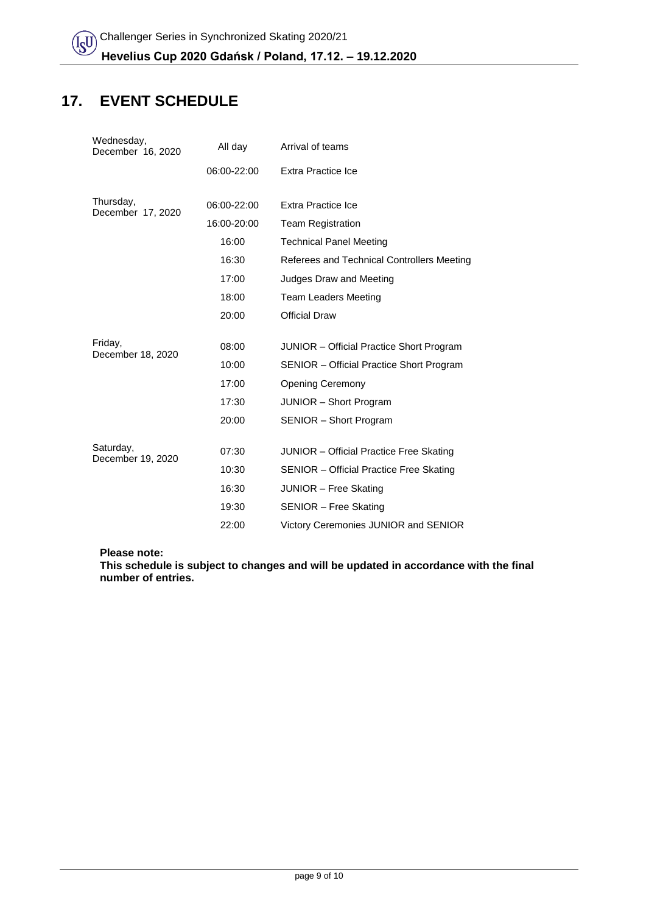## 17. EVENT SCHEDULE

| | | |
|---|---|---|
| Wednesday, December 16, 2020 | All day | Arrival of teams |
| | 06:00-22:00 | Extra Practice Ice |
| Thursday, December 17, 2020 | 06:00-22:00 | Extra Practice Ice |
| | 16:00-20:00 | Team Registration |
| | 16:00 | Technical Panel Meeting |
| | 16:30 | Referees and Technical Controllers Meeting |
| | 17:00 | Judges Draw and Meeting |
| | 18:00 | Team Leaders Meeting |
| | 20:00 | Official Draw |
| Friday, December 18, 2020 | 08:00 | JUNIOR – Official Practice Short Program |
| | 10:00 | SENIOR – Official Practice Short Program |
| | 17:00 | Opening Ceremony |
| | 17:30 | JUNIOR – Short Program |
| | 20:00 | SENIOR – Short Program |
| Saturday, December 19, 2020 | 07:30 | JUNIOR – Official Practice Free Skating |
| | 10:30 | SENIOR – Official Practice Free Skating |
| | 16:30 | JUNIOR – Free Skating |
| | 19:30 | SENIOR – Free Skating |
| | 22:00 | Victory Ceremonies JUNIOR and SENIOR |

**Please note:**
**This schedule is subject to changes and will be updated in accordance with the final number of entries.**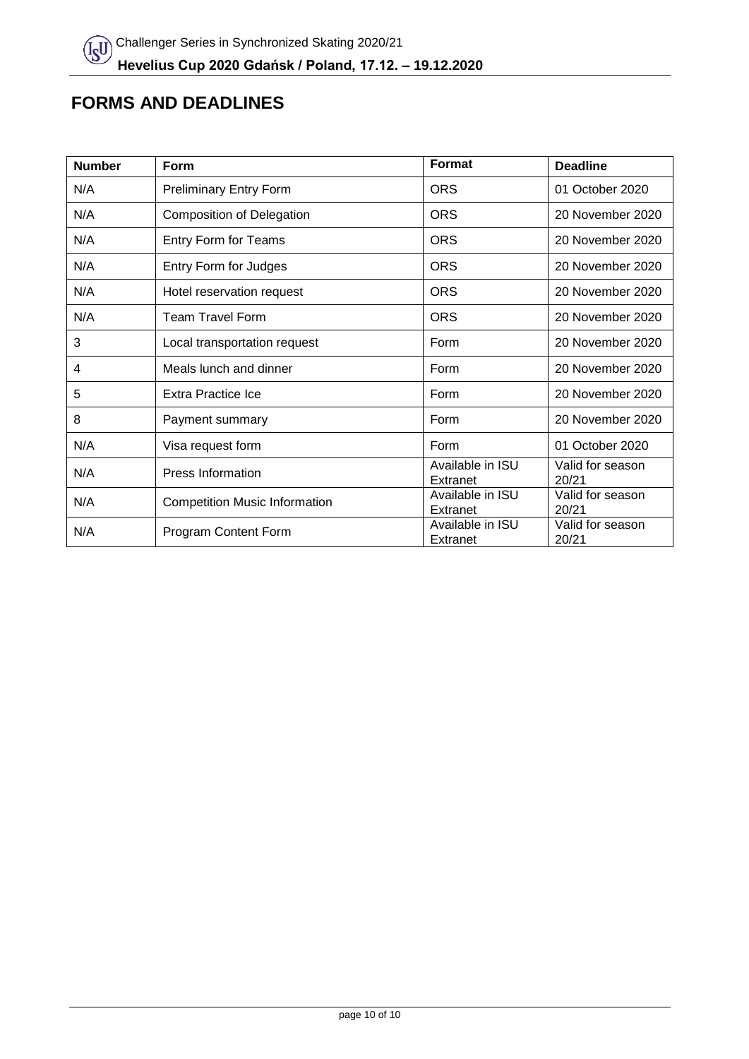# FORMS AND DEADLINES

| Number | Form | Format | Deadline |
|---|---|---|---|
| N/A | Preliminary Entry Form | ORS | 01 October 2020 |
| N/A | Composition of Delegation | ORS | 20 November 2020 |
| N/A | Entry Form for Teams | ORS | 20 November 2020 |
| N/A | Entry Form for Judges | ORS | 20 November 2020 |
| N/A | Hotel reservation request | ORS | 20 November 2020 |
| N/A | Team Travel Form | ORS | 20 November 2020 |
| 3 | Local transportation request | Form | 20 November 2020 |
| 4 | Meals lunch and dinner | Form | 20 November 2020 |
| 5 | Extra Practice Ice | Form | 20 November 2020 |
| 8 | Payment summary | Form | 20 November 2020 |
| N/A | Visa request form | Form | 01 October 2020 |
| N/A | Press Information | Available in ISU Extranet | Valid for season 20/21 |
| N/A | Competition Music Information | Available in ISU Extranet | Valid for season 20/21 |
| N/A | Program Content Form | Available in ISU Extranet | Valid for season 20/21 |